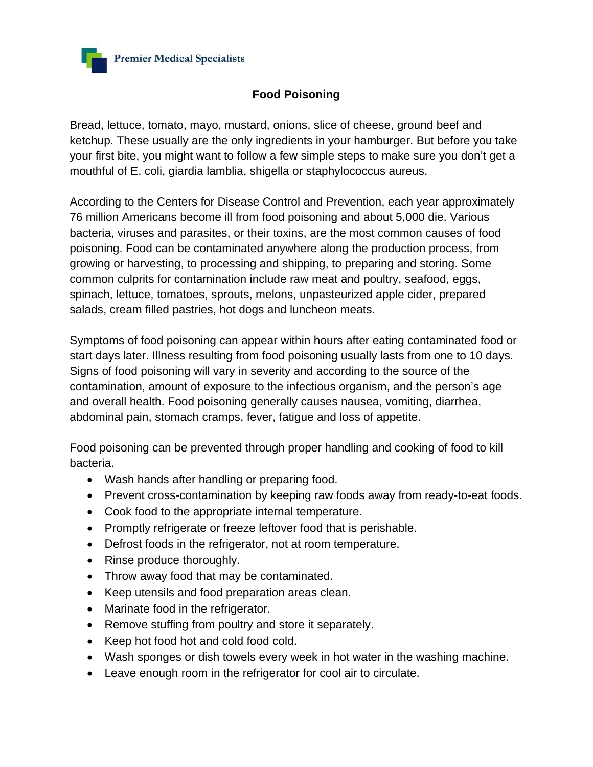Premier Medical Specialists

# Food Poisoning

Bread, lettuce, tomato, mayo, mustard, onions, slice of cheese, ground beef and ketchup. These usually are the only ingredients in your hamburger. But before you take your first bite, you might want to follow a few simple steps to make sure you don't get a mouthful of E. coli, giardia lamblia, shigella or staphylococcus aureus.

According to the Centers for Disease Control and Prevention, each year approximately 76 million Americans become ill from food poisoning and about 5,000 die. Various bacteria, viruses and parasites, or their toxins, are the most common causes of food poisoning. Food can be contaminated anywhere along the production process, from growing or harvesting, to processing and shipping, to preparing and storing. Some common culprits for contamination include raw meat and poultry, seafood, eggs, spinach, lettuce, tomatoes, sprouts, melons, unpasteurized apple cider, prepared salads, cream filled pastries, hot dogs and luncheon meats.

Symptoms of food poisoning can appear within hours after eating contaminated food or start days later. Illness resulting from food poisoning usually lasts from one to 10 days. Signs of food poisoning will vary in severity and according to the source of the contamination, amount of exposure to the infectious organism, and the person's age and overall health. Food poisoning generally causes nausea, vomiting, diarrhea, abdominal pain, stomach cramps, fever, fatigue and loss of appetite.

Food poisoning can be prevented through proper handling and cooking of food to kill bacteria.

- Wash hands after handling or preparing food.
- Prevent cross-contamination by keeping raw foods away from ready-to-eat foods.
- Cook food to the appropriate internal temperature.
- Promptly refrigerate or freeze leftover food that is perishable.
- Defrost foods in the refrigerator, not at room temperature.
- Rinse produce thoroughly.
- Throw away food that may be contaminated.
- Keep utensils and food preparation areas clean.
- Marinate food in the refrigerator.
- Remove stuffing from poultry and store it separately.
- Keep hot food hot and cold food cold.
- Wash sponges or dish towels every week in hot water in the washing machine.
- Leave enough room in the refrigerator for cool air to circulate.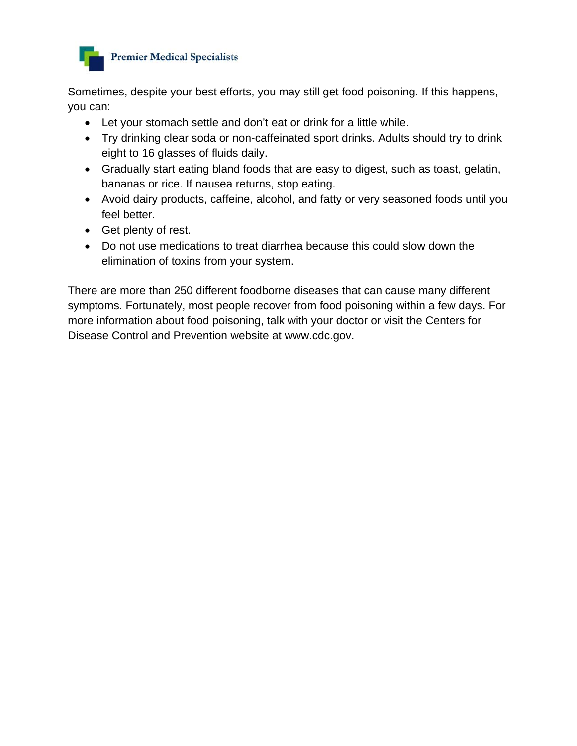Sometimes, despite your best efforts, you may still get food poisoning. If this happens, you can:

- Let your stomach settle and don't eat or drink for a little while.
- Try drinking clear soda or non-caffeinated sport drinks. Adults should try to drink eight to 16 glasses of fluids daily.
- Gradually start eating bland foods that are easy to digest, such as toast, gelatin, bananas or rice. If nausea returns, stop eating.
- Avoid dairy products, caffeine, alcohol, and fatty or very seasoned foods until you feel better.
- Get plenty of rest.
- Do not use medications to treat diarrhea because this could slow down the elimination of toxins from your system.

There are more than 250 different foodborne diseases that can cause many different symptoms. Fortunately, most people recover from food poisoning within a few days. For more information about food poisoning, talk with your doctor or visit the Centers for Disease Control and Prevention website at www.cdc.gov.